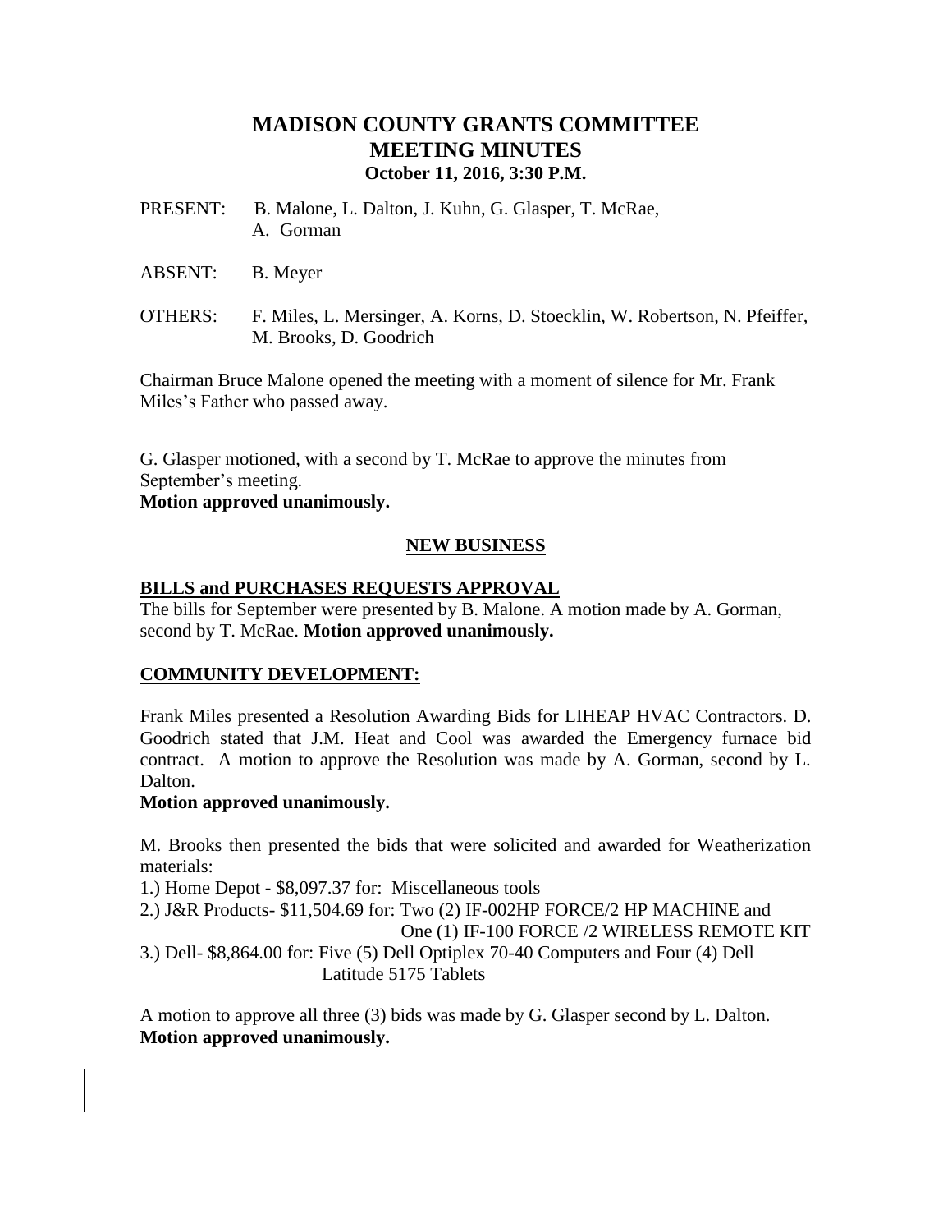# MADISON COUNTY GRANTS COMMITTEE
# MEETING MINUTES
### October 11, 2016, 3:30 P.M.

PRESENT: B. Malone, L. Dalton, J. Kuhn, G. Glasper, T. McRae, A. Gorman

ABSENT: B. Meyer

OTHERS: F. Miles, L. Mersinger, A. Korns, D. Stoecklin, W. Robertson, N. Pfeiffer, M. Brooks, D. Goodrich

Chairman Bruce Malone opened the meeting with a moment of silence for Mr. Frank Miles's Father who passed away.

G. Glasper motioned, with a second by T. McRae to approve the minutes from September's meeting.
**Motion approved unanimously.**

## NEW BUSINESS

### BILLS and PURCHASES REQUESTS APPROVAL

The bills for September were presented by B. Malone. A motion made by A. Gorman, second by T. McRae. **Motion approved unanimously.**

### COMMUNITY DEVELOPMENT:

Frank Miles presented a Resolution Awarding Bids for LIHEAP HVAC Contractors. D. Goodrich stated that J.M. Heat and Cool was awarded the Emergency furnace bid contract. A motion to approve the Resolution was made by A. Gorman, second by L. Dalton.
**Motion approved unanimously.**

M. Brooks then presented the bids that were solicited and awarded for Weatherization materials:

1.) Home Depot - $8,097.37 for: Miscellaneous tools
2.) J&R Products- $11,504.69 for: Two (2) IF-002HP FORCE/2 HP MACHINE and One (1) IF-100 FORCE /2 WIRELESS REMOTE KIT
3.) Dell- $8,864.00 for: Five (5) Dell Optiplex 70-40 Computers and Four (4) Dell Latitude 5175 Tablets

A motion to approve all three (3) bids was made by G. Glasper second by L. Dalton.
**Motion approved unanimously.**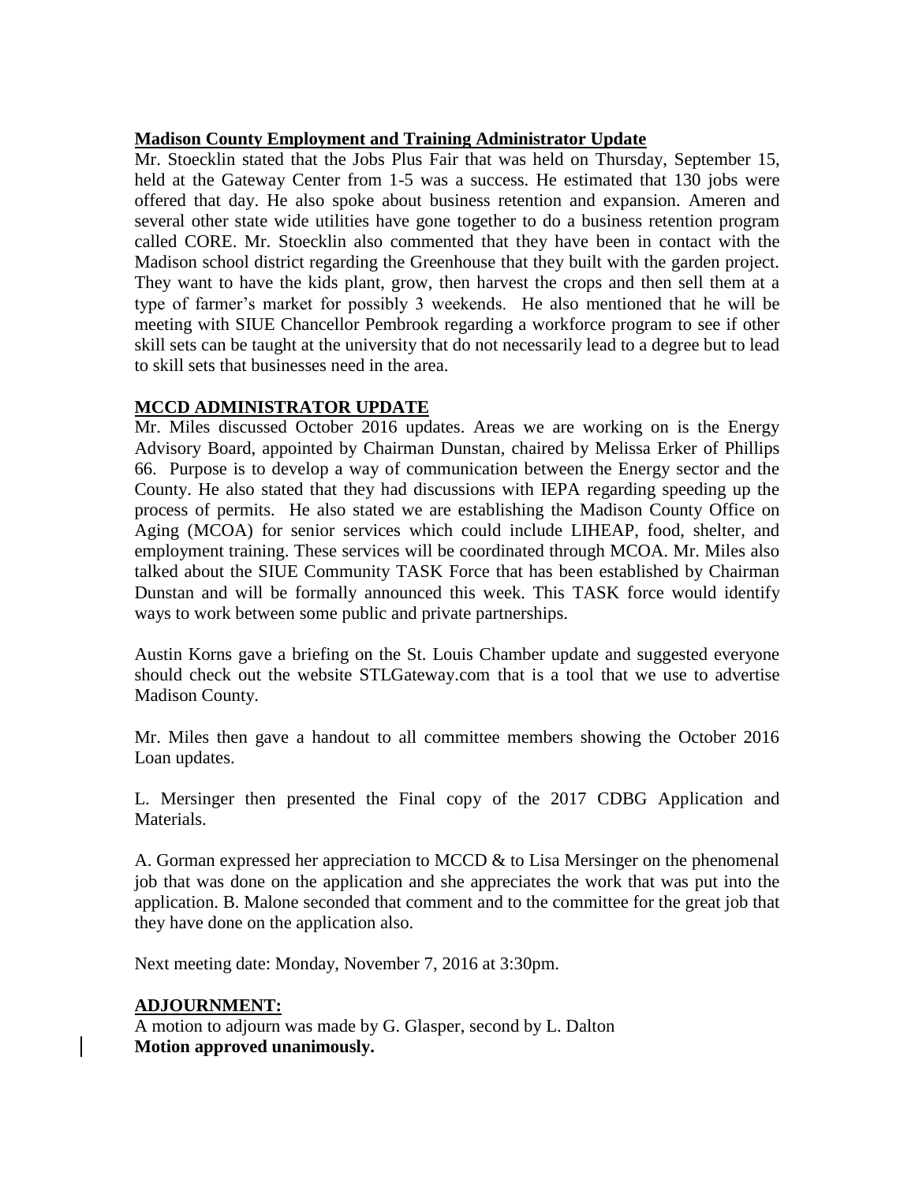**Madison County Employment and Training Administrator Update**

Mr. Stoecklin stated that the Jobs Plus Fair that was held on Thursday, September 15, held at the Gateway Center from 1-5 was a success. He estimated that 130 jobs were offered that day. He also spoke about business retention and expansion. Ameren and several other state wide utilities have gone together to do a business retention program called CORE. Mr. Stoecklin also commented that they have been in contact with the Madison school district regarding the Greenhouse that they built with the garden project. They want to have the kids plant, grow, then harvest the crops and then sell them at a type of farmer's market for possibly 3 weekends. He also mentioned that he will be meeting with SIUE Chancellor Pembrook regarding a workforce program to see if other skill sets can be taught at the university that do not necessarily lead to a degree but to lead to skill sets that businesses need in the area.

**MCCD ADMINISTRATOR UPDATE**

Mr. Miles discussed October 2016 updates. Areas we are working on is the Energy Advisory Board, appointed by Chairman Dunstan, chaired by Melissa Erker of Phillips 66. Purpose is to develop a way of communication between the Energy sector and the County. He also stated that they had discussions with IEPA regarding speeding up the process of permits. He also stated we are establishing the Madison County Office on Aging (MCOA) for senior services which could include LIHEAP, food, shelter, and employment training. These services will be coordinated through MCOA. Mr. Miles also talked about the SIUE Community TASK Force that has been established by Chairman Dunstan and will be formally announced this week. This TASK force would identify ways to work between some public and private partnerships.

Austin Korns gave a briefing on the St. Louis Chamber update and suggested everyone should check out the website STLGateway.com that is a tool that we use to advertise Madison County.

Mr. Miles then gave a handout to all committee members showing the October 2016 Loan updates.

L. Mersinger then presented the Final copy of the 2017 CDBG Application and Materials.

A. Gorman expressed her appreciation to MCCD & to Lisa Mersinger on the phenomenal job that was done on the application and she appreciates the work that was put into the application. B. Malone seconded that comment and to the committee for the great job that they have done on the application also.

Next meeting date: Monday, November 7, 2016 at 3:30pm.

**ADJOURNMENT:**

A motion to adjourn was made by G. Glasper, second by L. Dalton
**Motion approved unanimously.**